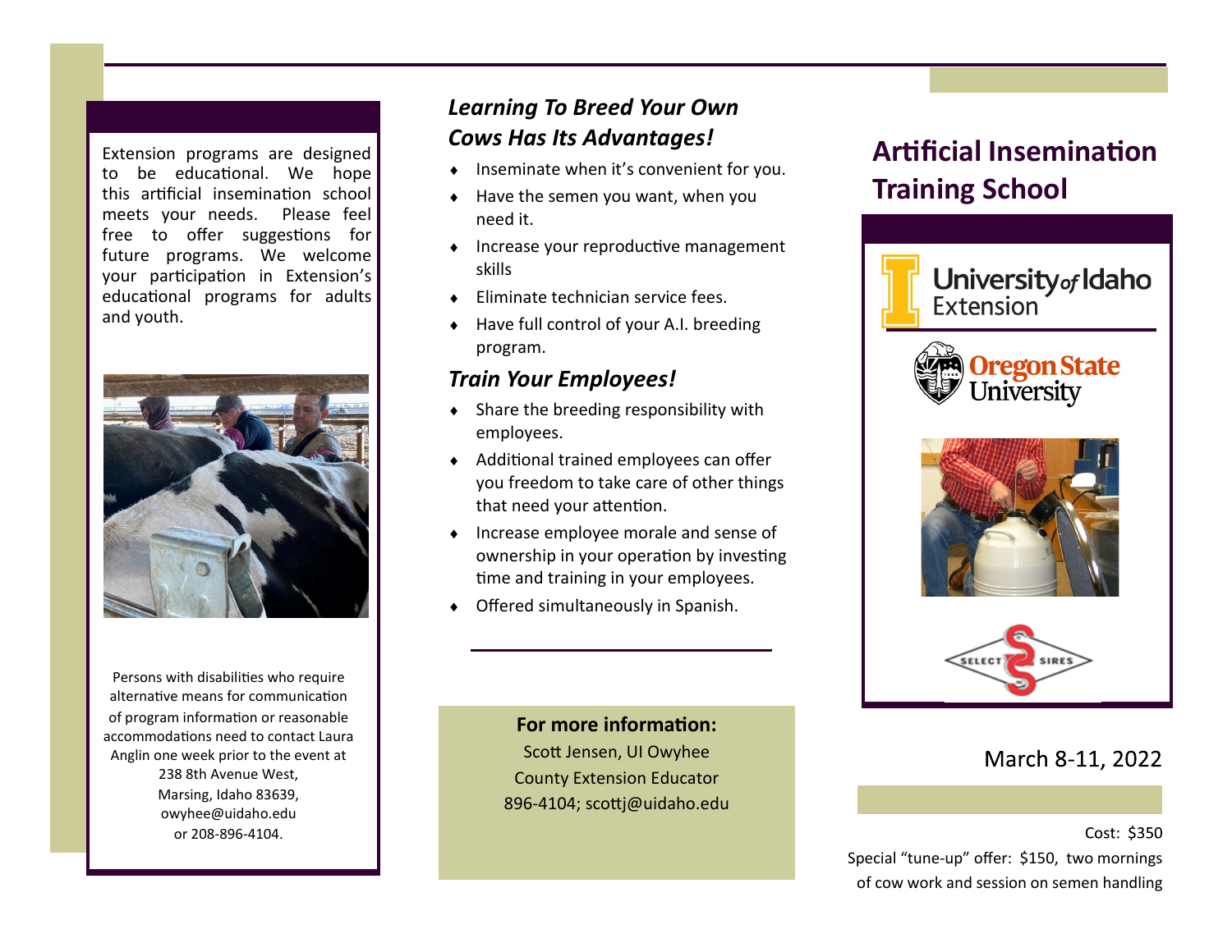Extension programs are designed to be educational. We hope this artificial insemination school meets your needs. Please feel free to offer suggestions for future programs. We welcome your participation in Extension's educational programs for adults and youth.

Persons with disabilities who require alternative means for communication of program information or reasonable accommodations need to contact Laura Anglin one week prior to the event at 238 8th Avenue West, Marsing, Idaho 83639, owyhee@uidaho.edu or 208-896-4104.

## *Learning To Breed Your Own Cows Has Its Advantages!*

- Inseminate when it's convenient for you.
- Have the semen you want, when you need it.
- Increase your reproductive management skills
- Eliminate technician service fees.
- Have full control of your A.I. breeding program.

## *Train Your Employees!*

- Share the breeding responsibility with employees.
- Additional trained employees can offer you freedom to take care of other things that need your attention.
- Increase employee morale and sense of ownership in your operation by investing time and training in your employees.
- Offered simultaneously in Spanish.

**For more information:**

Scott Jensen, UI Owyhee County Extension Educator
896-4104; scottj@uidaho.edu

# Artificial Insemination Training School

University of Idaho Extension

Oregon State University

Select Sires

March 8-11, 2022

Cost: $350

Special "tune-up" offer: $150, two mornings of cow work and session on semen handling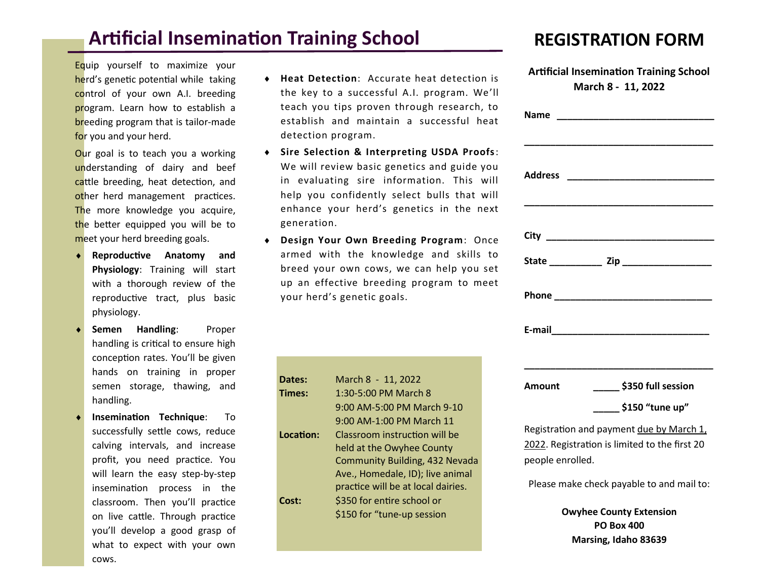# Artificial Insemination Training School

Equip yourself to maximize your herd's genetic potential while taking control of your own A.I. breeding program. Learn how to establish a breeding program that is tailor-made for you and your herd.

Our goal is to teach you a working understanding of dairy and beef cattle breeding, heat detection, and other herd management practices. The more knowledge you acquire, the better equipped you will be to meet your herd breeding goals.

- **Reproductive Anatomy and Physiology**: Training will start with a thorough review of the reproductive tract, plus basic physiology.
- **Semen Handling**: Proper handling is critical to ensure high conception rates. You'll be given hands on training in proper semen storage, thawing, and handling.
- **Insemination Technique**: To successfully settle cows, reduce calving intervals, and increase profit, you need practice. You will learn the easy step-by-step insemination process in the classroom. Then you'll practice on live cattle. Through practice you'll develop a good grasp of what to expect with your own cows.
- **Heat Detection**: Accurate heat detection is the key to a successful A.I. program. We'll teach you tips proven through research, to establish and maintain a successful heat detection program.
- **Sire Selection & Interpreting USDA Proofs**: We will review basic genetics and guide you in evaluating sire information. This will help you confidently select bulls that will enhance your herd's genetics in the next generation.
- **Design Your Own Breeding Program**: Once armed with the knowledge and skills to breed your own cows, we can help you set up an effective breeding program to meet your herd's genetic goals.

| | |
|---|---|
| **Dates:** | March 8 - 11, 2022 |
| **Times:** | 1:30-5:00 PM March 8<br>9:00 AM-5:00 PM March 9-10<br>9:00 AM-1:00 PM March 11 |
| **Location:** | Classroom instruction will be held at the Owyhee County Community Building, 432 Nevada Ave., Homedale, ID); live animal practice will be at local dairies. |
| **Cost:** | $350 for entire school or $150 for "tune-up session |

# REGISTRATION FORM

**Artificial Insemination Training School**
**March 8 - 11, 2022**

**Name** ______________________________

______________________________________

**Address** ____________________________

______________________________________

**City** _________________________________

**State** __________ **Zip** _________________

**Phone** ______________________________

**E-mail**______________________________

______________________________________

**Amount** _____ **$350 full session**

_____ **$150 "tune up"**

Registration and payment <u>due by March 1, 2022</u>. Registration is limited to the first 20 people enrolled.

Please make check payable to and mail to:

**Owyhee County Extension**
**PO Box 400**
**Marsing, Idaho 83639**